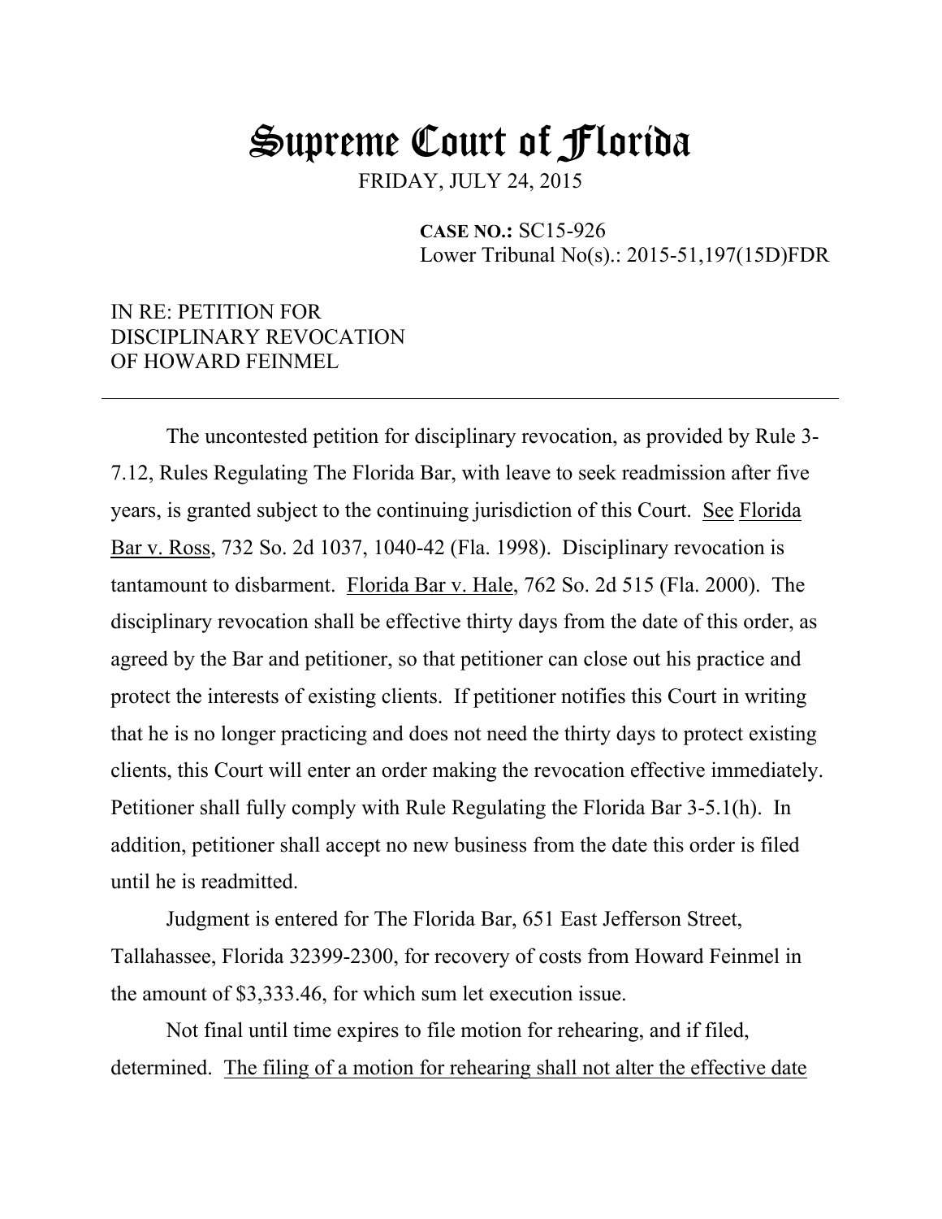# Supreme Court of Florida

FRIDAY, JULY 24, 2015

**CASE NO.:** SC15-926
Lower Tribunal No(s).: 2015-51,197(15D)FDR

IN RE: PETITION FOR
DISCIPLINARY REVOCATION
OF HOWARD FEINMEL

---

The uncontested petition for disciplinary revocation, as provided by Rule 3-7.12, Rules Regulating The Florida Bar, with leave to seek readmission after five years, is granted subject to the continuing jurisdiction of this Court. See Florida Bar v. Ross, 732 So. 2d 1037, 1040-42 (Fla. 1998). Disciplinary revocation is tantamount to disbarment. Florida Bar v. Hale, 762 So. 2d 515 (Fla. 2000). The disciplinary revocation shall be effective thirty days from the date of this order, as agreed by the Bar and petitioner, so that petitioner can close out his practice and protect the interests of existing clients. If petitioner notifies this Court in writing that he is no longer practicing and does not need the thirty days to protect existing clients, this Court will enter an order making the revocation effective immediately. Petitioner shall fully comply with Rule Regulating the Florida Bar 3-5.1(h). In addition, petitioner shall accept no new business from the date this order is filed until he is readmitted.

Judgment is entered for The Florida Bar, 651 East Jefferson Street, Tallahassee, Florida 32399-2300, for recovery of costs from Howard Feinmel in the amount of $3,333.46, for which sum let execution issue.

Not final until time expires to file motion for rehearing, and if filed, determined. The filing of a motion for rehearing shall not alter the effective date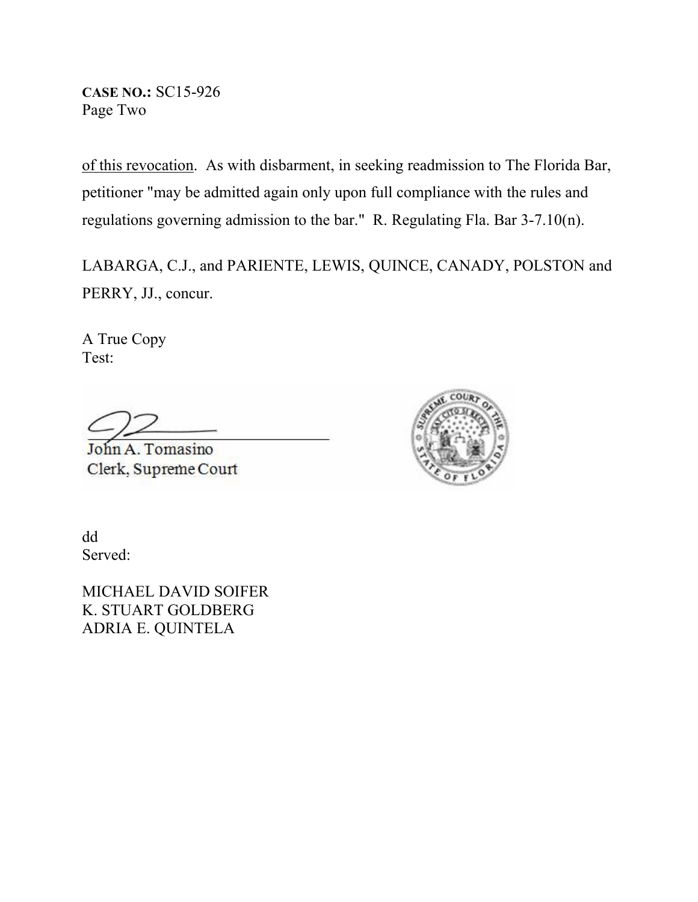**CASE NO.:** SC15-926
Page Two

<u>of this revocation</u>. As with disbarment, in seeking readmission to The Florida Bar, petitioner "may be admitted again only upon full compliance with the rules and regulations governing admission to the bar." R. Regulating Fla. Bar 3-7.10(n).

LABARGA, C.J., and PARIENTE, LEWIS, QUINCE, CANADY, POLSTON and PERRY, JJ., concur.

A True Copy
Test:

John A. Tomasino
Clerk, Supreme Court

dd
Served:

MICHAEL DAVID SOIFER
K. STUART GOLDBERG
ADRIA E. QUINTELA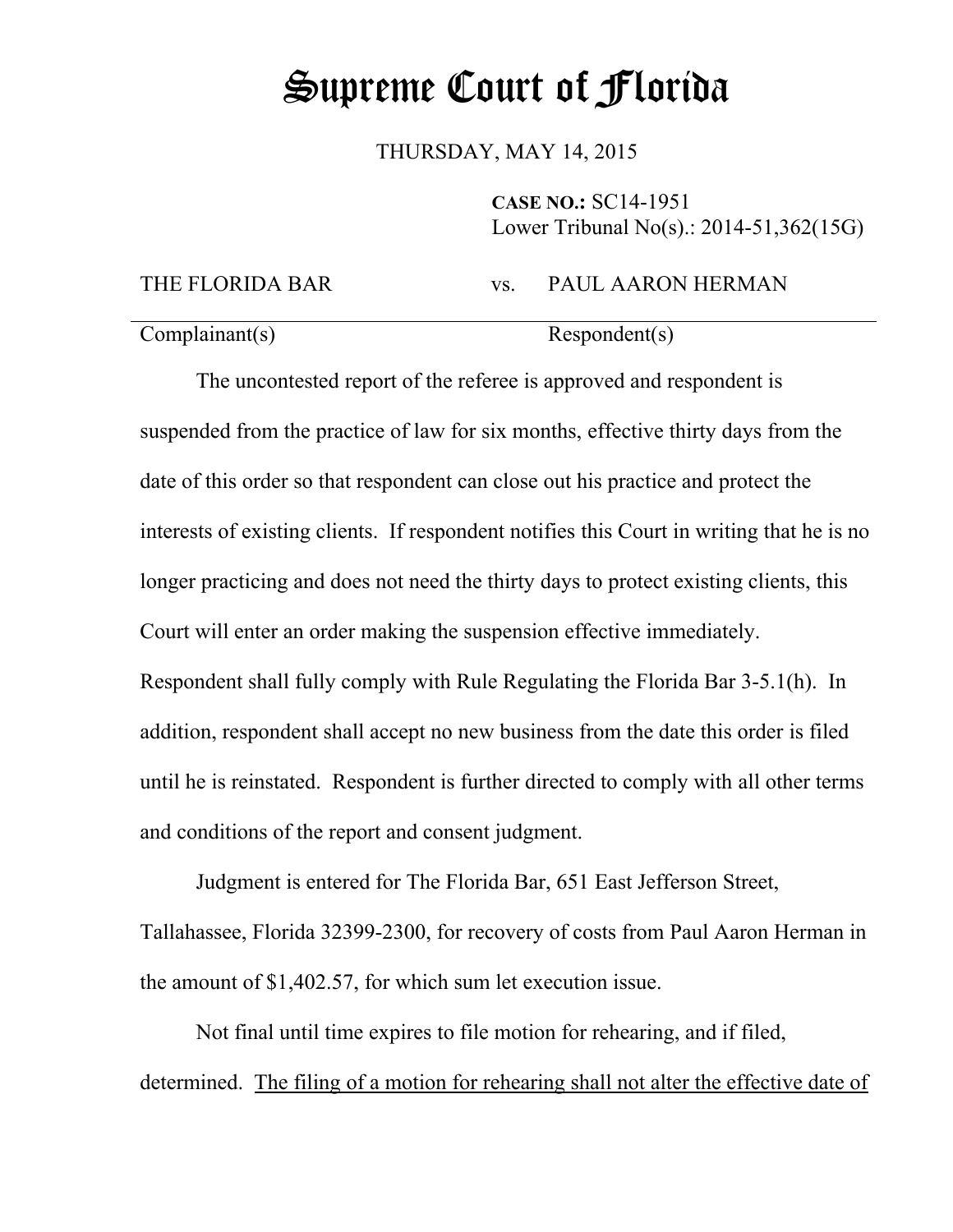# Supreme Court of Florida

THURSDAY, MAY 14, 2015

**CASE NO.:** SC14-1951
Lower Tribunal No(s).: 2014-51,362(15G)

| THE FLORIDA BAR | vs. | PAUL AARON HERMAN |
|---|---|---|
| Complainant(s) | | Respondent(s) |

The uncontested report of the referee is approved and respondent is suspended from the practice of law for six months, effective thirty days from the date of this order so that respondent can close out his practice and protect the interests of existing clients. If respondent notifies this Court in writing that he is no longer practicing and does not need the thirty days to protect existing clients, this Court will enter an order making the suspension effective immediately. Respondent shall fully comply with Rule Regulating the Florida Bar 3-5.1(h). In addition, respondent shall accept no new business from the date this order is filed until he is reinstated. Respondent is further directed to comply with all other terms and conditions of the report and consent judgment.

Judgment is entered for The Florida Bar, 651 East Jefferson Street, Tallahassee, Florida 32399-2300, for recovery of costs from Paul Aaron Herman in the amount of $1,402.57, for which sum let execution issue.

Not final until time expires to file motion for rehearing, and if filed, determined. <u>The filing of a motion for rehearing shall not alter the effective date of</u>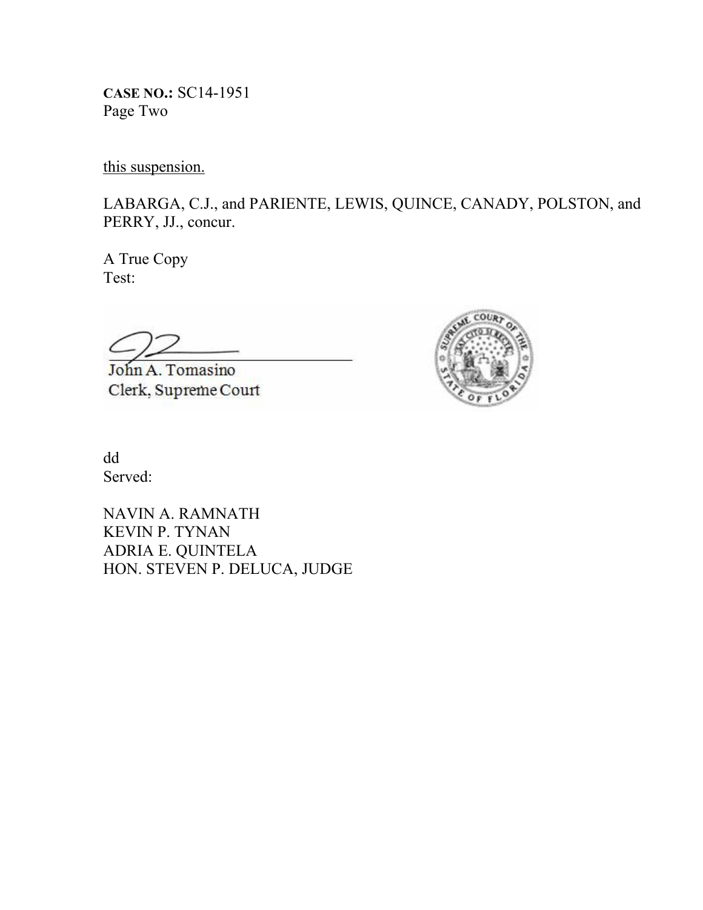CASE NO.: SC14-1951
Page Two

this suspension.

LABARGA, C.J., and PARIENTE, LEWIS, QUINCE, CANADY, POLSTON, and PERRY, JJ., concur.

A True Copy
Test:

John A. Tomasino
Clerk, Supreme Court

dd
Served:

NAVIN A. RAMNATH
KEVIN P. TYNAN
ADRIA E. QUINTELA
HON. STEVEN P. DELUCA, JUDGE